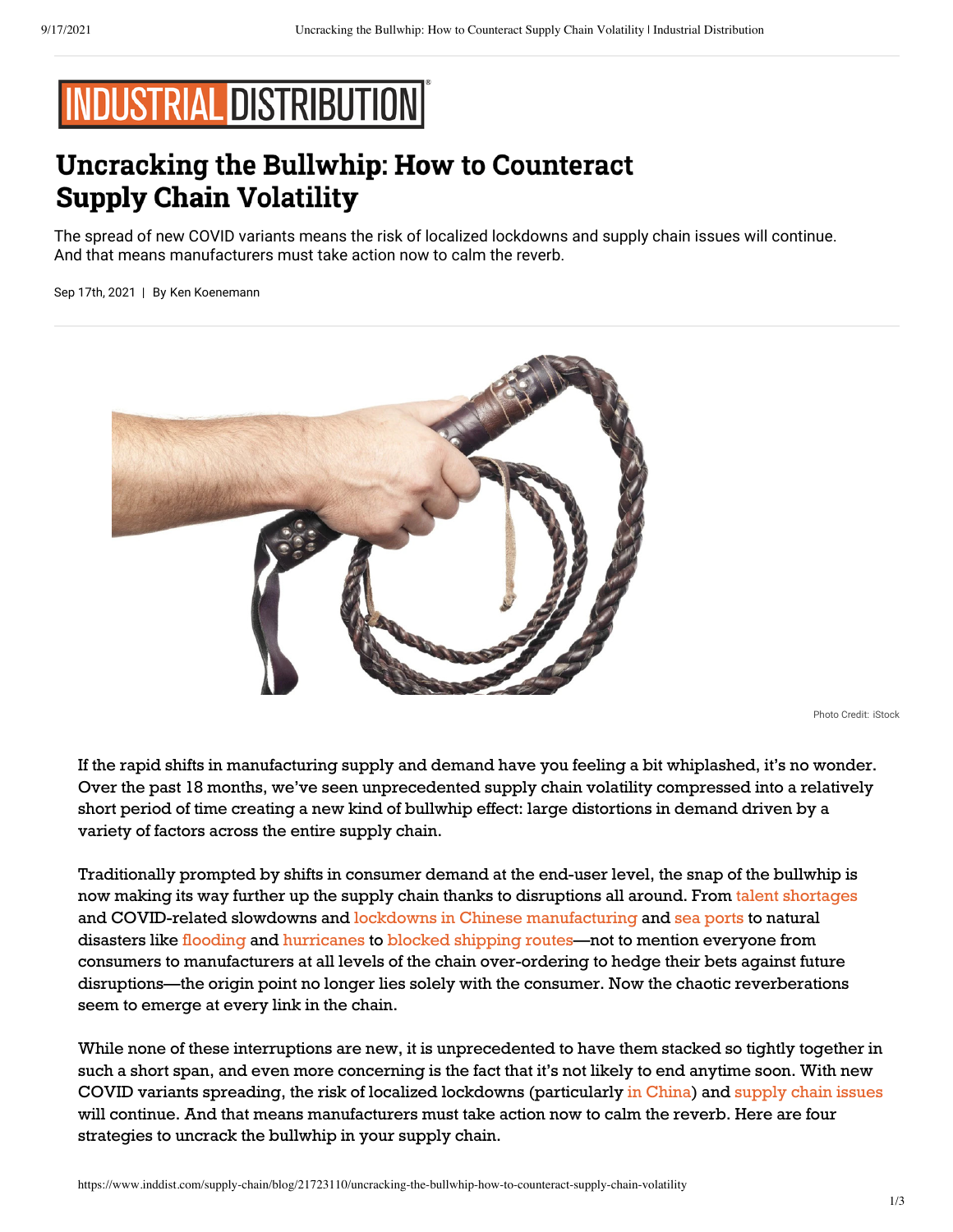# Uncracking the Bullwhip: How to Counteract Supply Chain Volatility

The spread of new COVID variants means the risk of localized lockdowns and supply chain issues will continue. And that means manufacturers must take action now to calm the reverb.

Sep 17th, 2021 | By Ken Koenemann

Photo Credit: iStock

If the rapid shifts in manufacturing supply and demand have you feeling a bit whiplashed, it's no wonder. Over the past 18 months, we've seen unprecedented supply chain volatility compressed into a relatively short period of time creating a new kind of bullwhip effect: large distortions in demand driven by a variety of factors across the entire supply chain.

Traditionally prompted by shifts in consumer demand at the end-user level, the snap of the bullwhip is now making its way further up the supply chain thanks to disruptions all around. From talent shortages and COVID-related slowdowns and lockdowns in Chinese manufacturing and sea ports to natural disasters like flooding and hurricanes to blocked shipping routes—not to mention everyone from consumers to manufacturers at all levels of the chain over-ordering to hedge their bets against future disruptions—the origin point no longer lies solely with the consumer. Now the chaotic reverberations seem to emerge at every link in the chain.

While none of these interruptions are new, it is unprecedented to have them stacked so tightly together in such a short span, and even more concerning is the fact that it's not likely to end anytime soon. With new COVID variants spreading, the risk of localized lockdowns (particularly in China) and supply chain issues will continue. And that means manufacturers must take action now to calm the reverb. Here are four strategies to uncrack the bullwhip in your supply chain.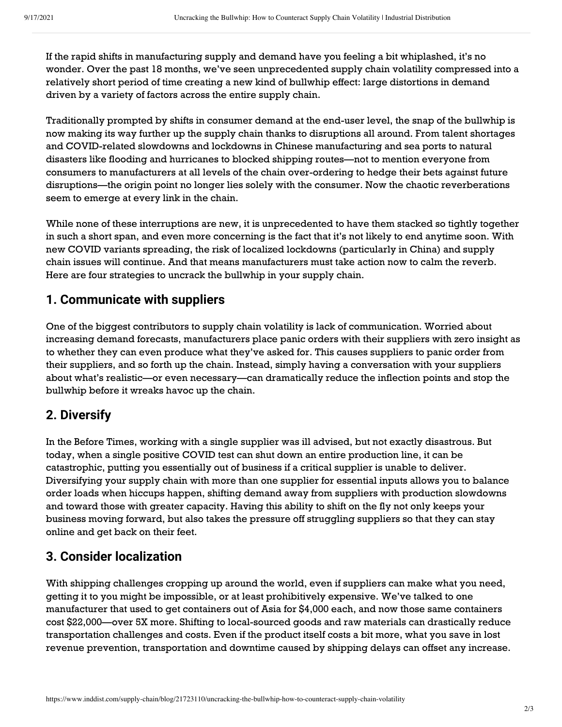If the rapid shifts in manufacturing supply and demand have you feeling a bit whiplashed, it's no wonder. Over the past 18 months, we've seen unprecedented supply chain volatility compressed into a relatively short period of time creating a new kind of bullwhip effect: large distortions in demand driven by a variety of factors across the entire supply chain.

Traditionally prompted by shifts in consumer demand at the end-user level, the snap of the bullwhip is now making its way further up the supply chain thanks to disruptions all around. From talent shortages and COVID-related slowdowns and lockdowns in Chinese manufacturing and sea ports to natural disasters like flooding and hurricanes to blocked shipping routes—not to mention everyone from consumers to manufacturers at all levels of the chain over-ordering to hedge their bets against future disruptions—the origin point no longer lies solely with the consumer. Now the chaotic reverberations seem to emerge at every link in the chain.

While none of these interruptions are new, it is unprecedented to have them stacked so tightly together in such a short span, and even more concerning is the fact that it's not likely to end anytime soon. With new COVID variants spreading, the risk of localized lockdowns (particularly in China) and supply chain issues will continue. And that means manufacturers must take action now to calm the reverb. Here are four strategies to uncrack the bullwhip in your supply chain.

## 1. Communicate with suppliers

One of the biggest contributors to supply chain volatility is lack of communication. Worried about increasing demand forecasts, manufacturers place panic orders with their suppliers with zero insight as to whether they can even produce what they've asked for. This causes suppliers to panic order from their suppliers, and so forth up the chain. Instead, simply having a conversation with your suppliers about what's realistic—or even necessary—can dramatically reduce the inflection points and stop the bullwhip before it wreaks havoc up the chain.

## 2. Diversify

In the Before Times, working with a single supplier was ill advised, but not exactly disastrous. But today, when a single positive COVID test can shut down an entire production line, it can be catastrophic, putting you essentially out of business if a critical supplier is unable to deliver. Diversifying your supply chain with more than one supplier for essential inputs allows you to balance order loads when hiccups happen, shifting demand away from suppliers with production slowdowns and toward those with greater capacity. Having this ability to shift on the fly not only keeps your business moving forward, but also takes the pressure off struggling suppliers so that they can stay online and get back on their feet.

## 3. Consider localization

With shipping challenges cropping up around the world, even if suppliers can make what you need, getting it to you might be impossible, or at least prohibitively expensive. We've talked to one manufacturer that used to get containers out of Asia for $4,000 each, and now those same containers cost $22,000—over 5X more. Shifting to local-sourced goods and raw materials can drastically reduce transportation challenges and costs. Even if the product itself costs a bit more, what you save in lost revenue prevention, transportation and downtime caused by shipping delays can offset any increase.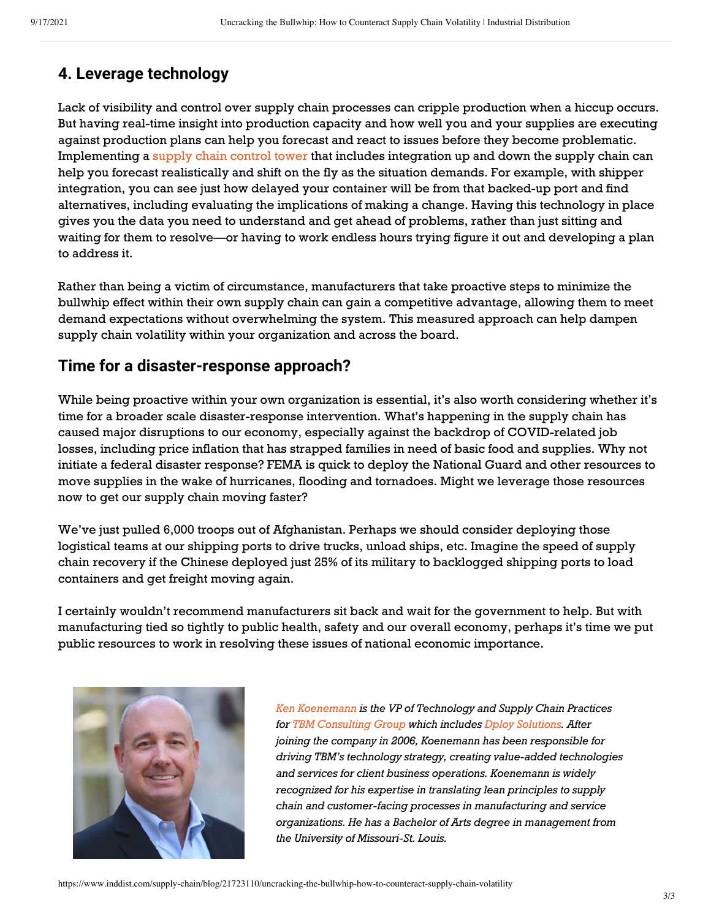## 4. Leverage technology

Lack of visibility and control over supply chain processes can cripple production when a hiccup occurs. But having real-time insight into production capacity and how well you and your supplies are executing against production plans can help you forecast and react to issues before they become problematic. Implementing a supply chain control tower that includes integration up and down the supply chain can help you forecast realistically and shift on the fly as the situation demands. For example, with shipper integration, you can see just how delayed your container will be from that backed-up port and find alternatives, including evaluating the implications of making a change. Having this technology in place gives you the data you need to understand and get ahead of problems, rather than just sitting and waiting for them to resolve—or having to work endless hours trying figure it out and developing a plan to address it.

Rather than being a victim of circumstance, manufacturers that take proactive steps to minimize the bullwhip effect within their own supply chain can gain a competitive advantage, allowing them to meet demand expectations without overwhelming the system. This measured approach can help dampen supply chain volatility within your organization and across the board.

## Time for a disaster-response approach?

While being proactive within your own organization is essential, it's also worth considering whether it's time for a broader scale disaster-response intervention. What's happening in the supply chain has caused major disruptions to our economy, especially against the backdrop of COVID-related job losses, including price inflation that has strapped families in need of basic food and supplies. Why not initiate a federal disaster response? FEMA is quick to deploy the National Guard and other resources to move supplies in the wake of hurricanes, flooding and tornadoes. Might we leverage those resources now to get our supply chain moving faster?

We've just pulled 6,000 troops out of Afghanistan. Perhaps we should consider deploying those logistical teams at our shipping ports to drive trucks, unload ships, etc. Imagine the speed of supply chain recovery if the Chinese deployed just 25% of its military to backlogged shipping ports to load containers and get freight moving again.

I certainly wouldn't recommend manufacturers sit back and wait for the government to help. But with manufacturing tied so tightly to public health, safety and our overall economy, perhaps it's time we put public resources to work in resolving these issues of national economic importance.

*Ken Koenemann is the VP of Technology and Supply Chain Practices for TBM Consulting Group which includes Dploy Solutions. After joining the company in 2006, Koenemann has been responsible for driving TBM's technology strategy, creating value-added technologies and services for client business operations. Koenemann is widely recognized for his expertise in translating lean principles to supply chain and customer-facing processes in manufacturing and service organizations. He has a Bachelor of Arts degree in management from the University of Missouri-St. Louis.*